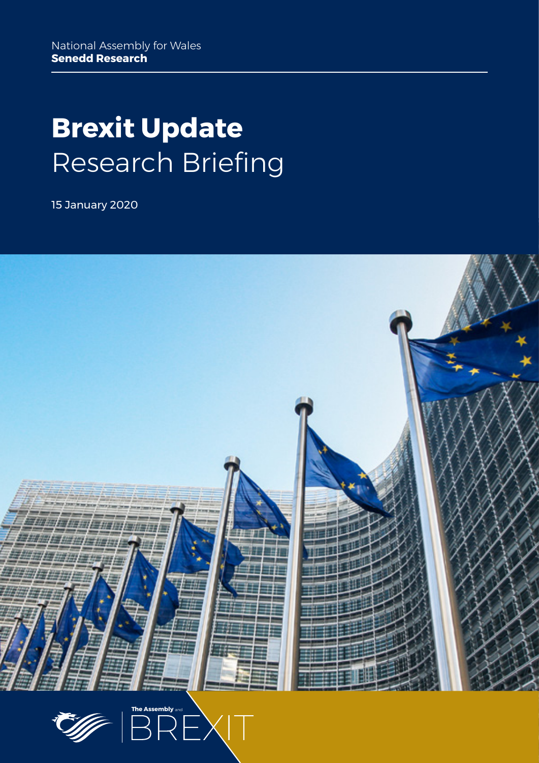National Assembly for Wales
**Senedd Research**

# **Brexit Update** Research Briefing

15 January 2020

The Assembly and BREXIT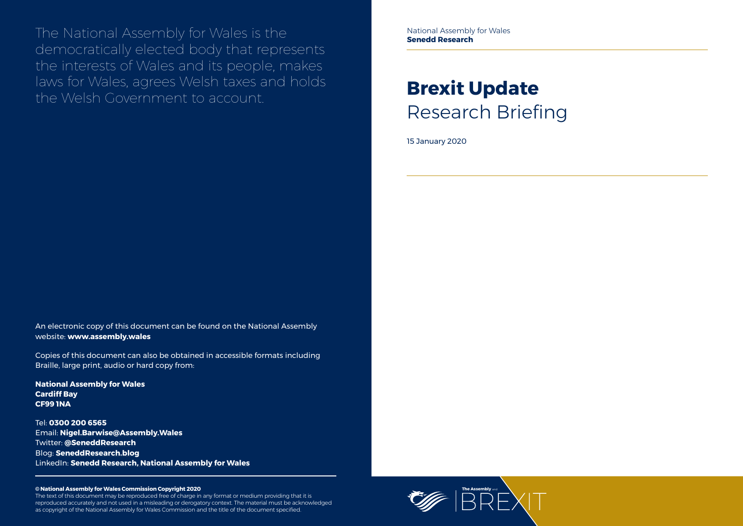The National Assembly for Wales is the democratically elected body that represents the interests of Wales and its people, makes laws for Wales, agrees Welsh taxes and holds the Welsh Government to account.

An electronic copy of this document can be found on the National Assembly website: **www.assembly.wales**

Copies of this document can also be obtained in accessible formats including Braille, large print, audio or hard copy from:

**National Assembly for Wales**
**Cardiff Bay**
**CF99 1NA**

Tel: **0300 200 6565**
Email: **Nigel.Barwise@Assembly.Wales**
Twitter: **@SeneddResearch**
Blog: **SeneddResearch.blog**
LinkedIn: **Senedd Research, National Assembly for Wales**

**© National Assembly for Wales Commission Copyright 2020**
The text of this document may be reproduced free of charge in any format or medium providing that it is reproduced accurately and not used in a misleading or derogatory context. The material must be acknowledged as copyright of the National Assembly for Wales Commission and the title of the document specified.

National Assembly for Wales
**Senedd Research**

# **Brexit Update**
## Research Briefing

15 January 2020

**The Assembly** and BREXIT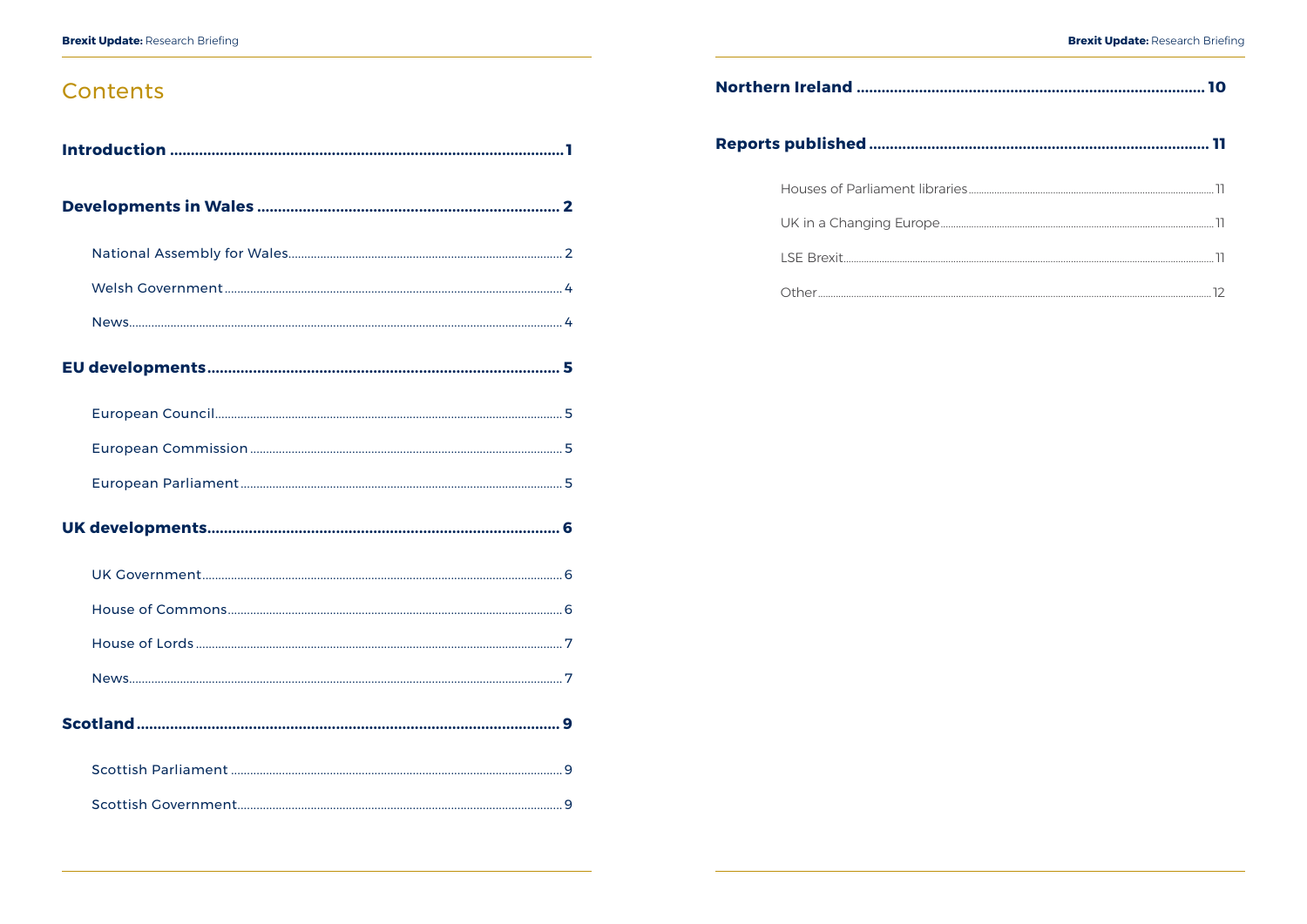# Contents

**Introduction** ..................................................................................... 1

**Developments in Wales** ......................................................................... 2

- National Assembly for Wales........................................................................ 2
- Welsh Government........................................................................................ 4
- News............................................................................................................. 4

**EU developments**.................................................................................... 5

- European Council.......................................................................................... 5
- European Commission .................................................................................. 5
- European Parliament..................................................................................... 5

**UK developments**.................................................................................... 6

- UK Government............................................................................................. 6
- House of Commons....................................................................................... 6
- House of Lords .............................................................................................. 7
- News............................................................................................................. 7

**Scotland**................................................................................................... 9

- Scottish Parliament ....................................................................................... 9
- Scottish Government..................................................................................... 9

**Northern Ireland** .................................................................................... 10

**Reports published** ................................................................................. 11

- Houses of Parliament libraries...................................................................... 11
- UK in a Changing Europe............................................................................. 11
- LSE Brexit.................................................................................................... 11
- Other............................................................................................................ 12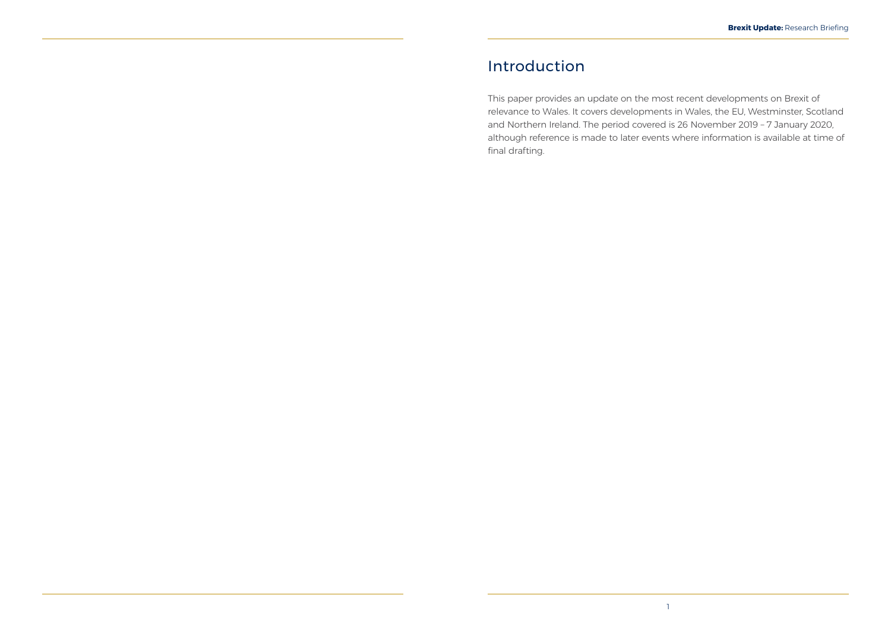# Introduction

This paper provides an update on the most recent developments on Brexit of relevance to Wales. It covers developments in Wales, the EU, Westminster, Scotland and Northern Ireland. The period covered is 26 November 2019 – 7 January 2020, although reference is made to later events where information is available at time of final drafting.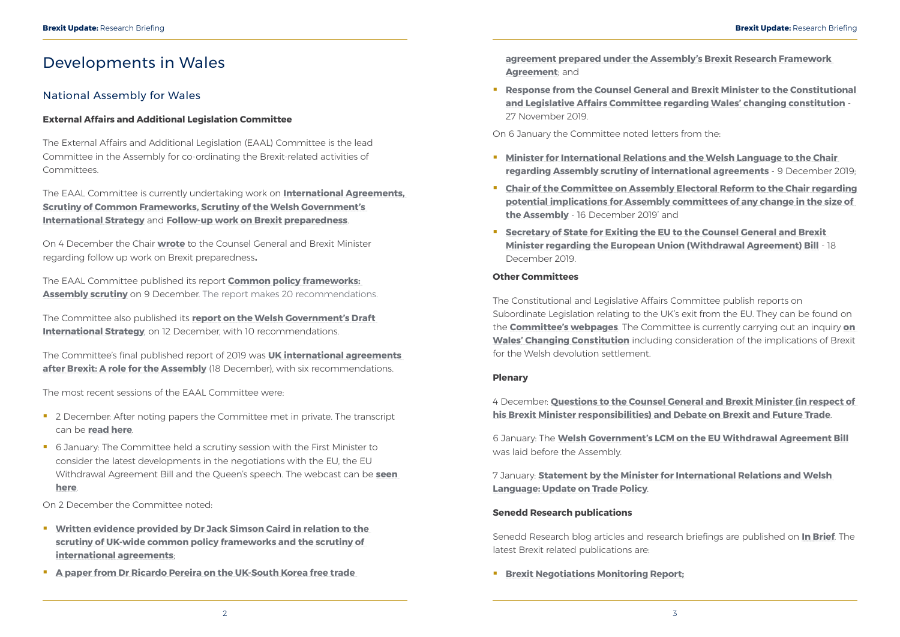# Developments in Wales

## National Assembly for Wales

**External Affairs and Additional Legislation Committee**

The External Affairs and Additional Legislation (EAAL) Committee is the lead Committee in the Assembly for co-ordinating the Brexit-related activities of Committees.

The EAAL Committee is currently undertaking work on **International Agreements, Scrutiny of Common Frameworks, Scrutiny of the Welsh Government's International Strategy** and **Follow-up work on Brexit preparedness**.

On 4 December the Chair **wrote** to the Counsel General and Brexit Minister regarding follow up work on Brexit preparedness**.**

The EAAL Committee published its report **Common policy frameworks: Assembly scrutiny** on 9 December. The report makes 20 recommendations.

The Committee also published its **report on the Welsh Government's Draft International Strategy**, on 12 December, with 10 recommendations.

The Committee's final published report of 2019 was **UK international agreements after Brexit: A role for the Assembly** (18 December), with six recommendations.

The most recent sessions of the EAAL Committee were:

- 2 December: After noting papers the Committee met in private. The transcript can be **read here**.
- 6 January: The Committee held a scrutiny session with the First Minister to consider the latest developments in the negotiations with the EU, the EU Withdrawal Agreement Bill and the Queen's speech. The webcast can be **seen here**.

On 2 December the Committee noted:

- **Written evidence provided by Dr Jack Simson Caird in relation to the scrutiny of UK-wide common policy frameworks and the scrutiny of international agreements**;
- **A paper from Dr Ricardo Pereira on the UK-South Korea free trade agreement prepared under the Assembly's Brexit Research Framework Agreement**; and
- **Response from the Counsel General and Brexit Minister to the Constitutional and Legislative Affairs Committee regarding Wales' changing constitution** - 27 November 2019.

On 6 January the Committee noted letters from the:

- **Minister for International Relations and the Welsh Language to the Chair regarding Assembly scrutiny of international agreements** - 9 December 2019;
- **Chair of the Committee on Assembly Electoral Reform to the Chair regarding potential implications for Assembly committees of any change in the size of the Assembly** - 16 December 2019' and
- **Secretary of State for Exiting the EU to the Counsel General and Brexit Minister regarding the European Union (Withdrawal Agreement) Bill** - 18 December 2019.

**Other Committees**

The Constitutional and Legislative Affairs Committee publish reports on Subordinate Legislation relating to the UK's exit from the EU. They can be found on the **Committee's webpages**. The Committee is currently carrying out an inquiry **on Wales' Changing Constitution** including consideration of the implications of Brexit for the Welsh devolution settlement.

**Plenary**

4 December: **Questions to the Counsel General and Brexit Minister (in respect of his Brexit Minister responsibilities) and Debate on Brexit and Future Trade**.

6 January: The **Welsh Government's LCM on the EU Withdrawal Agreement Bill** was laid before the Assembly.

7 January: **Statement by the Minister for International Relations and Welsh Language: Update on Trade Policy**.

**Senedd Research publications**

Senedd Research blog articles and research briefings are published on **In Brief**. The latest Brexit related publications are:

- **Brexit Negotiations Monitoring Report;**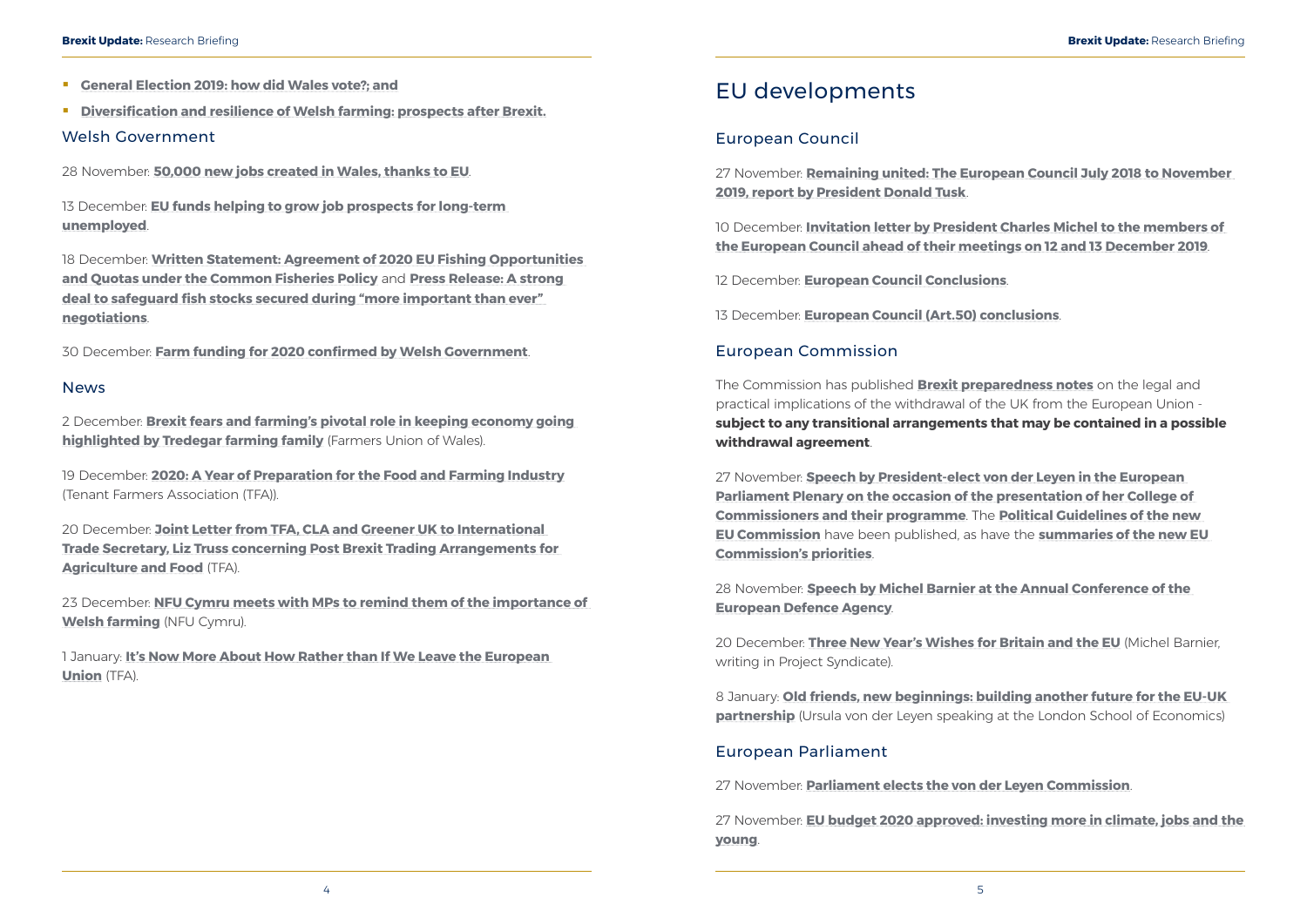- **General Election 2019: how did Wales vote?; and**
- **Diversification and resilience of Welsh farming: prospects after Brexit.**

### Welsh Government

28 November: **50,000 new jobs created in Wales, thanks to EU**.

13 December: **EU funds helping to grow job prospects for long-term unemployed**.

18 December: **Written Statement: Agreement of 2020 EU Fishing Opportunities and Quotas under the Common Fisheries Policy** and **Press Release: A strong deal to safeguard fish stocks secured during "more important than ever" negotiations**.

30 December: **Farm funding for 2020 confirmed by Welsh Government**.

### News

2 December: **Brexit fears and farming's pivotal role in keeping economy going highlighted by Tredegar farming family** (Farmers Union of Wales).

19 December: **2020: A Year of Preparation for the Food and Farming Industry** (Tenant Farmers Association (TFA)).

20 December: **Joint Letter from TFA, CLA and Greener UK to International Trade Secretary, Liz Truss concerning Post Brexit Trading Arrangements for Agriculture and Food** (TFA).

23 December: **NFU Cymru meets with MPs to remind them of the importance of Welsh farming** (NFU Cymru).

1 January: **It's Now More About How Rather than If We Leave the European Union** (TFA).

## EU developments

### European Council

27 November: **Remaining united: The European Council July 2018 to November 2019, report by President Donald Tusk**.

10 December: **Invitation letter by President Charles Michel to the members of the European Council ahead of their meetings on 12 and 13 December 2019**.

12 December: **European Council Conclusions**.

13 December: **European Council (Art.50) conclusions**.

### European Commission

The Commission has published **Brexit preparedness notes** on the legal and practical implications of the withdrawal of the UK from the European Union - **subject to any transitional arrangements that may be contained in a possible withdrawal agreement**.

27 November: **Speech by President-elect von der Leyen in the European Parliament Plenary on the occasion of the presentation of her College of Commissioners and their programme**. The **Political Guidelines of the new EU Commission** have been published, as have the **summaries of the new EU Commission's priorities**.

28 November: **Speech by Michel Barnier at the Annual Conference of the European Defence Agency**.

20 December: **Three New Year's Wishes for Britain and the EU** (Michel Barnier, writing in Project Syndicate).

8 January: **Old friends, new beginnings: building another future for the EU-UK partnership** (Ursula von der Leyen speaking at the London School of Economics)

### European Parliament

27 November: **Parliament elects the von der Leyen Commission**.

27 November: **EU budget 2020 approved: investing more in climate, jobs and the young**.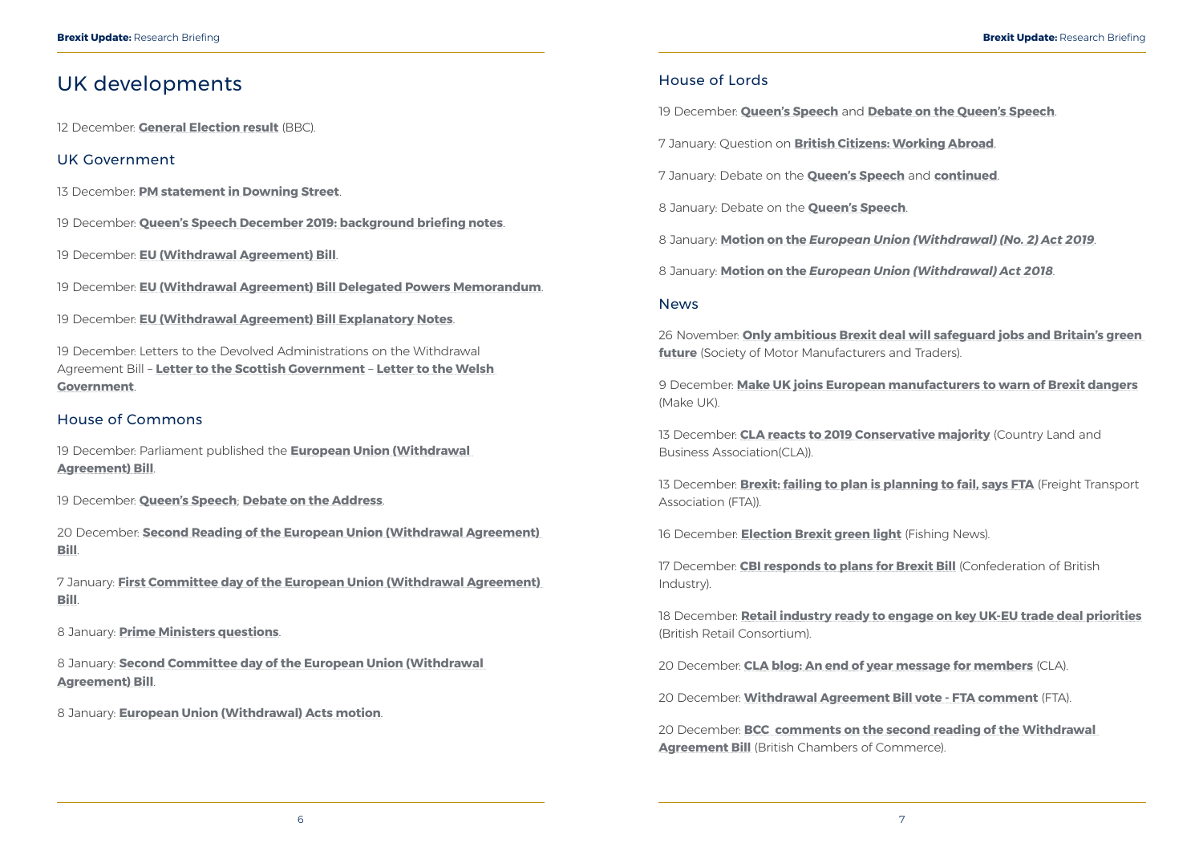# UK developments

12 December: **General Election result** (BBC).

## UK Government

13 December: **PM statement in Downing Street**.

19 December: **Queen's Speech December 2019: background briefing notes**.

19 December: **EU (Withdrawal Agreement) Bill**.

19 December: **EU (Withdrawal Agreement) Bill Delegated Powers Memorandum**.

19 December: **EU (Withdrawal Agreement) Bill Explanatory Notes**.

19 December: Letters to the Devolved Administrations on the Withdrawal Agreement Bill – **Letter to the Scottish Government** – **Letter to the Welsh Government**.

## House of Commons

19 December: Parliament published the **European Union (Withdrawal Agreement) Bill**.

19 December: **Queen's Speech**; **Debate on the Address**.

20 December: **Second Reading of the European Union (Withdrawal Agreement) Bill**.

7 January: **First Committee day of the European Union (Withdrawal Agreement) Bill**.

8 January: **Prime Ministers questions**.

8 January: **Second Committee day of the European Union (Withdrawal Agreement) Bill**.

8 January: **European Union (Withdrawal) Acts motion**.

## House of Lords

19 December: **Queen's Speech** and **Debate on the Queen's Speech**.

7 January: Question on **British Citizens: Working Abroad**.

7 January: Debate on the **Queen's Speech** and **continued**.

8 January: Debate on the **Queen's Speech**.

8 January: **Motion on the *European Union (Withdrawal) (No. 2) Act 2019***.

8 January: **Motion on the *European Union (Withdrawal) Act 2018***.

## News

26 November: **Only ambitious Brexit deal will safeguard jobs and Britain's green future** (Society of Motor Manufacturers and Traders).

9 December: **Make UK joins European manufacturers to warn of Brexit dangers** (Make UK).

13 December: **CLA reacts to 2019 Conservative majority** (Country Land and Business Association(CLA)).

13 December: **Brexit: failing to plan is planning to fail, says FTA** (Freight Transport Association (FTA)).

16 December: **Election Brexit green light** (Fishing News).

17 December: **CBI responds to plans for Brexit Bill** (Confederation of British Industry).

18 December: **Retail industry ready to engage on key UK-EU trade deal priorities** (British Retail Consortium).

20 December: **CLA blog: An end of year message for members** (CLA).

20 December: **Withdrawal Agreement Bill vote - FTA comment** (FTA).

20 December: **BCC comments on the second reading of the Withdrawal Agreement Bill** (British Chambers of Commerce).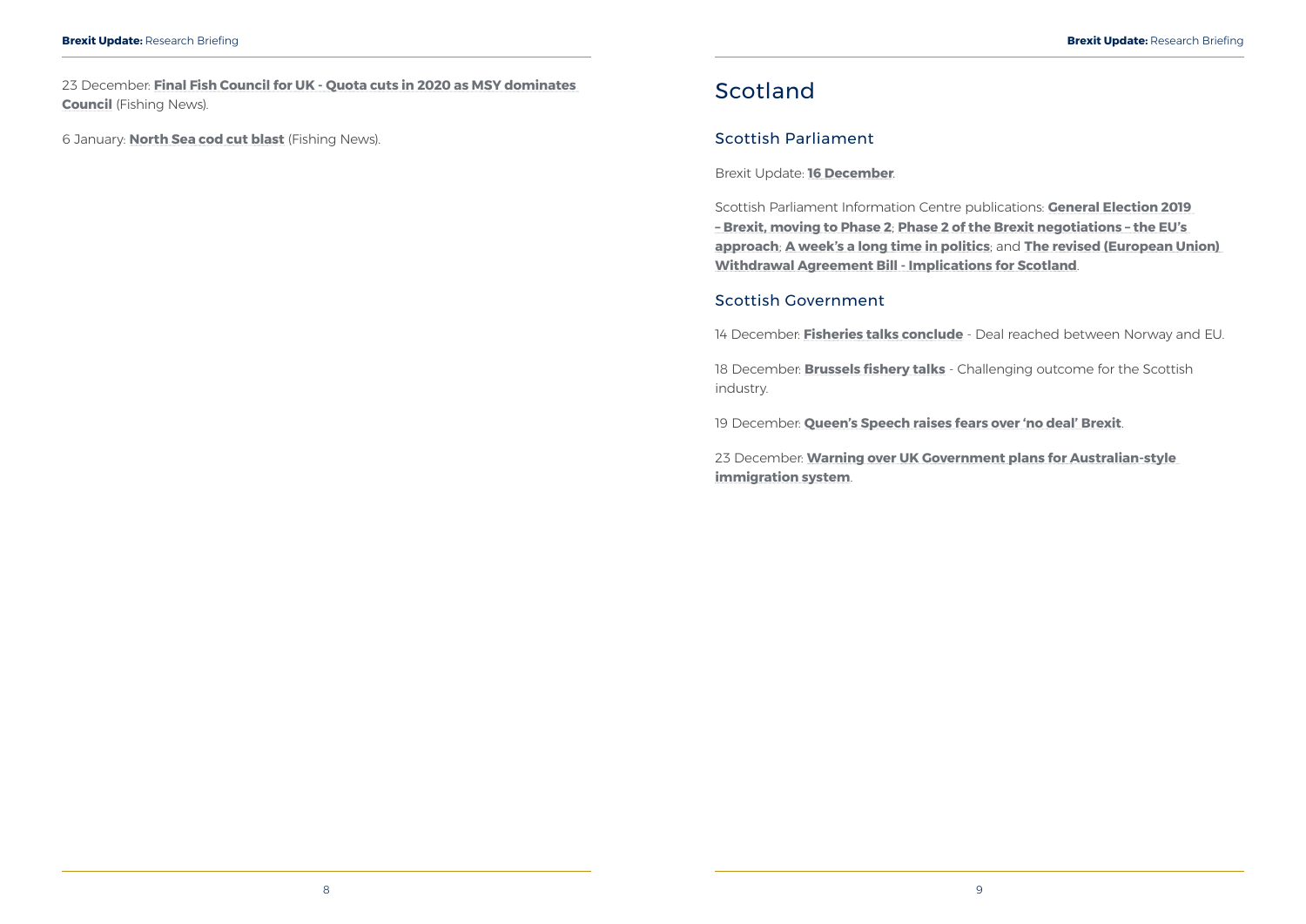23 December: **Final Fish Council for UK - Quota cuts in 2020 as MSY dominates Council** (Fishing News).

6 January: **North Sea cod cut blast** (Fishing News).

# Scotland

## Scottish Parliament

Brexit Update: **16 December**.

Scottish Parliament Information Centre publications: **General Election 2019 – Brexit, moving to Phase 2**; **Phase 2 of the Brexit negotiations – the EU's approach**; **A week's a long time in politics**; and **The revised (European Union) Withdrawal Agreement Bill - Implications for Scotland**.

## Scottish Government

14 December: **Fisheries talks conclude** - Deal reached between Norway and EU.

18 December: **Brussels fishery talks** - Challenging outcome for the Scottish industry.

19 December: **Queen's Speech raises fears over 'no deal' Brexit**.

23 December: **Warning over UK Government plans for Australian-style immigration system**.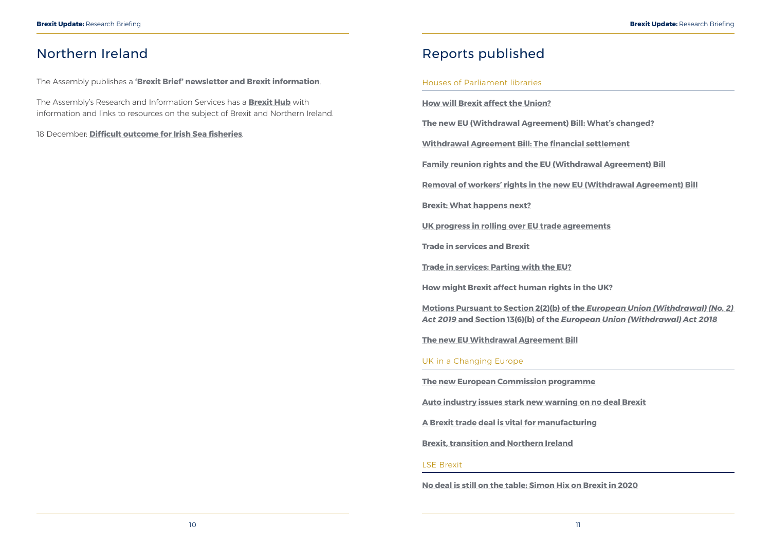# Northern Ireland

The Assembly publishes a **'Brexit Brief' newsletter and Brexit information**.

The Assembly's Research and Information Services has a **Brexit Hub** with information and links to resources on the subject of Brexit and Northern Ireland.

18 December: **Difficult outcome for Irish Sea fisheries**.

# Reports published

## Houses of Parliament libraries

**How will Brexit affect the Union?**

**The new EU (Withdrawal Agreement) Bill: What's changed?**

**Withdrawal Agreement Bill: The financial settlement**

**Family reunion rights and the EU (Withdrawal Agreement) Bill**

**Removal of workers' rights in the new EU (Withdrawal Agreement) Bill**

**Brexit: What happens next?**

**UK progress in rolling over EU trade agreements**

**Trade in services and Brexit**

**Trade in services: Parting with the EU?**

**How might Brexit affect human rights in the UK?**

**Motions Pursuant to Section 2(2)(b) of the *European Union (Withdrawal) (No. 2) Act 2019* and Section 13(6)(b) of the *European Union (Withdrawal) Act 2018***

**The new EU Withdrawal Agreement Bill**

## UK in a Changing Europe

**The new European Commission programme**

**Auto industry issues stark new warning on no deal Brexit**

**A Brexit trade deal is vital for manufacturing**

**Brexit, transition and Northern Ireland**

## LSE Brexit

**No deal is still on the table: Simon Hix on Brexit in 2020**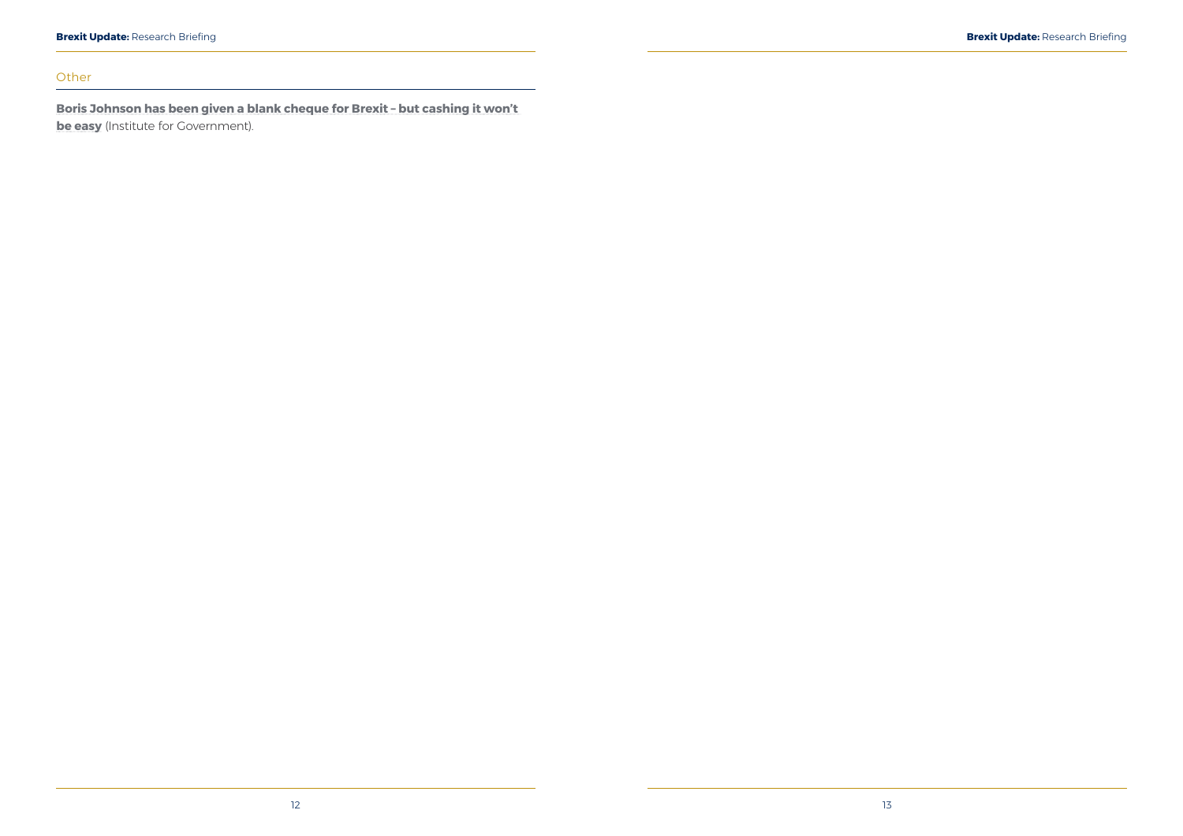### Other

**Boris Johnson has been given a blank cheque for Brexit – but cashing it won't be easy** (Institute for Government).